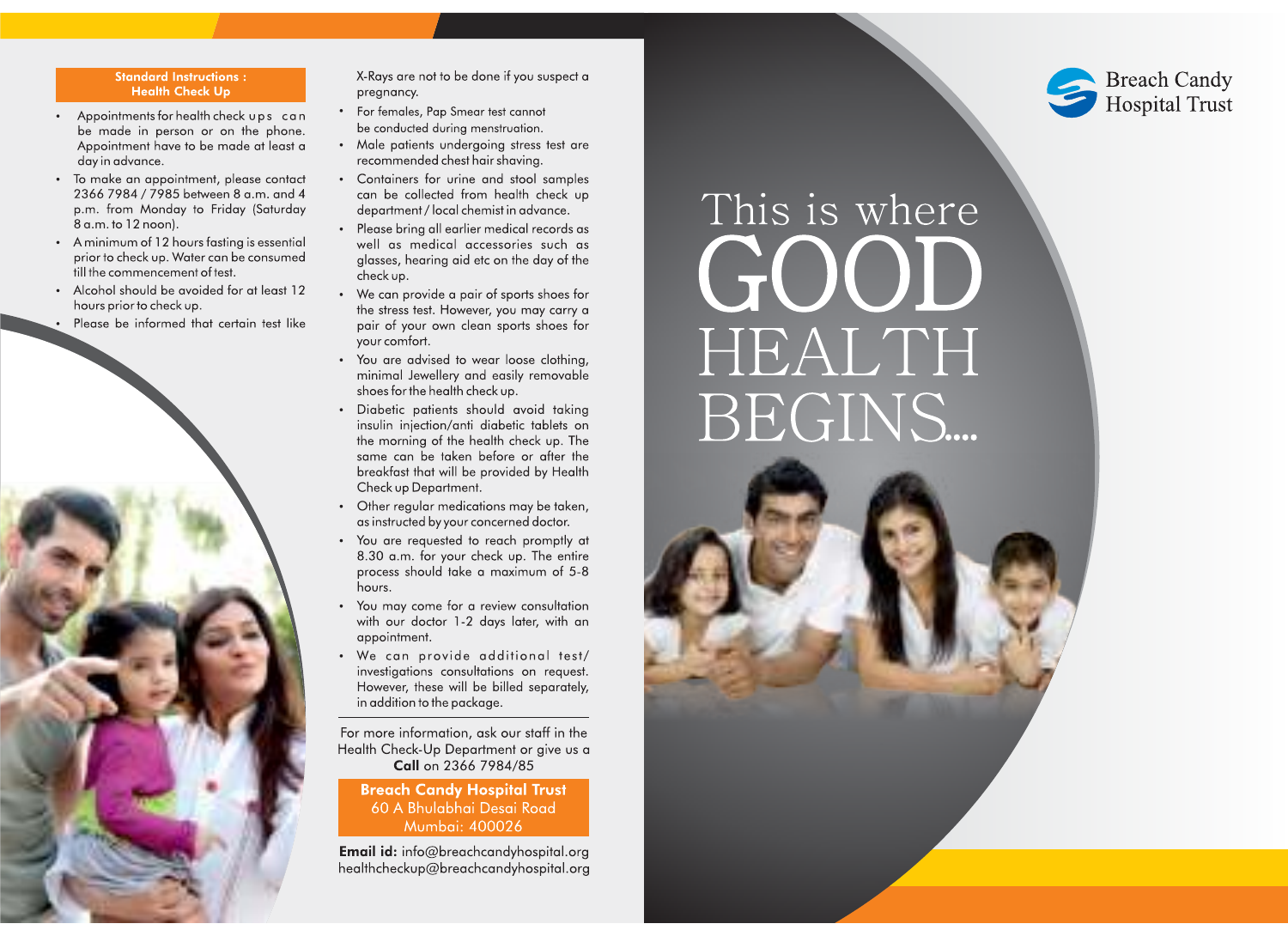## Standard Instructions : Health Check Up

- Appointments for health check ups can be made in person or on the phone. Appointment have to be made at least a day in advance.
- To make an appointment, please contact 2366 7984 / 7985 between 8 a.m. and 4 p.m. from Monday to Friday (Saturday 8 a.m. to 12 noon).
- A minimum of 12 hours fasting is essential prior to check up. Water can be consumed till the commencement of test.
- Alcohol should be avoided for at least 12 hours prior to check up.
- Please be informed that certain test like X-Rays are not to be done if you suspect a pregnancy.
- For females, Pap Smear test cannot be conducted during menstruation.
- Male patients undergoing stress test are recommended chest hair shaving.
- Containers for urine and stool samples can be collected from health check up department / local chemist in advance.
- Please bring all earlier medical records as well as medical accessories such as glasses, hearing aid etc on the day of the check up.
- We can provide a pair of sports shoes for the stress test. However, you may carry a pair of your own clean sports shoes for your comfort.
- You are advised to wear loose clothing, minimal Jewellery and easily removable shoes for the health check up.
- Diabetic patients should avoid taking insulin injection/anti diabetic tablets on the morning of the health check up. The same can be taken before or after the breakfast that will be provided by Health Check up Department.
- Other regular medications may be taken, as instructed by your concerned doctor.
- You are requested to reach promptly at 8.30 a.m. for your check up. The entire process should take a maximum of 5-8 hours.
- You may come for a review consultation with our doctor 1-2 days later, with an appointment.
- We can provide additional test/ investigations consultations on request. However, these will be billed separately, in addition to the package.

---

For more information, ask our staff in the Health Check-Up Department or give us a **Call** on 2366 7984/85

**Breach Candy Hospital Trust**
60 A Bhulabhai Desai Road
Mumbai: 400026

**Email id:** info@breachcandyhospital.org
healthcheckup@breachcandyhospital.org

Breach Candy Hospital Trust

# This is where GOOD HEALTH BEGINS....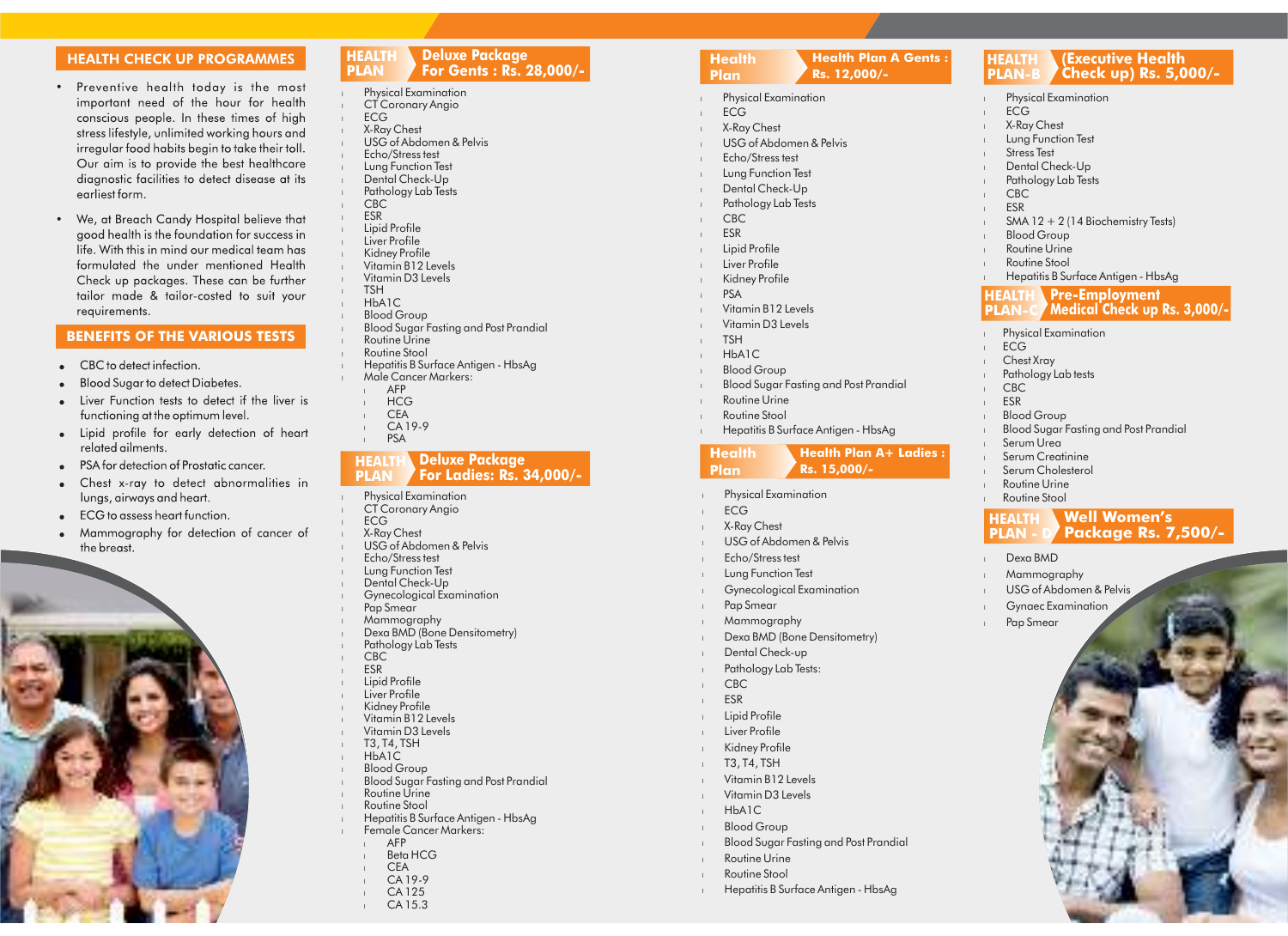## HEALTH CHECK UP PROGRAMMES

- Preventive health today is the most important need of the hour for health conscious people. In these times of high stress lifestyle, unlimited working hours and irregular food habits begin to take their toll. Our aim is to provide the best healthcare diagnostic facilities to detect disease at its earliest form.
- We, at Breach Candy Hospital believe that good health is the foundation for success in life. With this in mind our medical team has formulated the under mentioned Health Check up packages. These can be further tailor made & tailor-costed to suit your requirements.

## BENEFITS OF THE VARIOUS TESTS

- CBC to detect infection.
- Blood Sugar to detect Diabetes.
- Liver Function tests to detect if the liver is functioning at the optimum level.
- Lipid profile for early detection of heart related ailments.
- PSA for detection of Prostatic cancer.
- Chest x-ray to detect abnormalities in lungs, airways and heart.
- ECG to assess heart function.
- Mammography for detection of cancer of the breast.

## HEALTH PLAN — Deluxe Package For Gents : Rs. 28,000/-

- Physical Examination
- CT Coronary Angio
- ECG
- X-Ray Chest
- USG of Abdomen & Pelvis
- Echo/Stress test
- Lung Function Test
- Dental Check-Up
- Pathology Lab Tests
- CBC
- ESR
- Lipid Profile
- Liver Profile
- Kidney Profile
- Vitamin B12 Levels
- Vitamin D3 Levels
- TSH
- HbA1C
- Blood Group
- Blood Sugar Fasting and Post Prandial
- Routine Urine
- Routine Stool
- Hepatitis B Surface Antigen - HbsAg
- Male Cancer Markers:
  - AFP
  - HCG
  - CEA
  - CA 19-9
  - PSA

## HEALTH PLAN — Deluxe Package For Ladies: Rs. 34,000/-

- Physical Examination
- CT Coronary Angio
- ECG
- X-Ray Chest
- USG of Abdomen & Pelvis
- Echo/Stress test
- Lung Function Test
- Dental Check-Up
- Gynecological Examination
- Pap Smear
- Mammography
- Dexa BMD (Bone Densitometry)
- Pathology Lab Tests
- CBC
- ESR
- Lipid Profile
- Liver Profile
- Kidney Profile
- Vitamin B12 Levels
- Vitamin D3 Levels
- T3, T4, TSH
- HbA1C
- Blood Group
- Blood Sugar Fasting and Post Prandial
- Routine Urine
- Routine Stool
- Hepatitis B Surface Antigen - HbsAg
- Female Cancer Markers:
  - AFP
  - Beta HCG
  - CEA
  - CA 19-9
  - CA 125
  - CA 15.3

## Health Plan — Health Plan A Gents : Rs. 12,000/-

- Physical Examination
- ECG
- X-Ray Chest
- USG of Abdomen & Pelvis
- Echo/Stress test
- Lung Function Test
- Dental Check-Up
- Pathology Lab Tests
- CBC
- ESR
- Lipid Profile
- Liver Profile
- Kidney Profile
- PSA
- Vitamin B12 Levels
- Vitamin D3 Levels
- TSH
- HbA1C
- Blood Group
- Blood Sugar Fasting and Post Prandial
- Routine Urine
- Routine Stool
- Hepatitis B Surface Antigen - HbsAg

## Health Plan — Health Plan A+ Ladies : Rs. 15,000/-

- Physical Examination
- ECG
- X-Ray Chest
- USG of Abdomen & Pelvis
- Echo/Stress test
- Lung Function Test
- Gynecological Examination
- Pap Smear
- Mammography
- Dexa BMD (Bone Densitometry)
- Dental Check-up
- Pathology Lab Tests:
- CBC
- ESR
- Lipid Profile
- Liver Profile
- Kidney Profile
- T3, T4, TSH
- Vitamin B12 Levels
- Vitamin D3 Levels
- HbA1C
- Blood Group
- Blood Sugar Fasting and Post Prandial
- Routine Urine
- Routine Stool
- Hepatitis B Surface Antigen - HbsAg

## HEALTH PLAN-B — (Executive Health Check up) Rs. 5,000/-

- Physical Examination
- ECG
- X-Ray Chest
- Lung Function Test
- Stress Test
- Dental Check-Up
- Pathology Lab Tests
- CBC
- ESR
- SMA 12 + 2 (14 Biochemistry Tests)
- Blood Group
- Routine Urine
- Routine Stool
- Hepatitis B Surface Antigen - HbsAg

## HEALTH PLAN-C — Pre-Employment Medical Check up Rs. 3,000/-

- Physical Examination
- ECG
- Chest Xray
- Pathology Lab tests
- CBC
- ESR
- Blood Group
- Blood Sugar Fasting and Post Prandial
- Serum Urea
- Serum Creatinine
- Serum Cholesterol
- Routine Urine
- Routine Stool

## HEALTH PLAN - D — Well Women's Package Rs. 7,500/-

- Dexa BMD
- Mammography
- USG of Abdomen & Pelvis
- Gynaec Examination
- Pap Smear